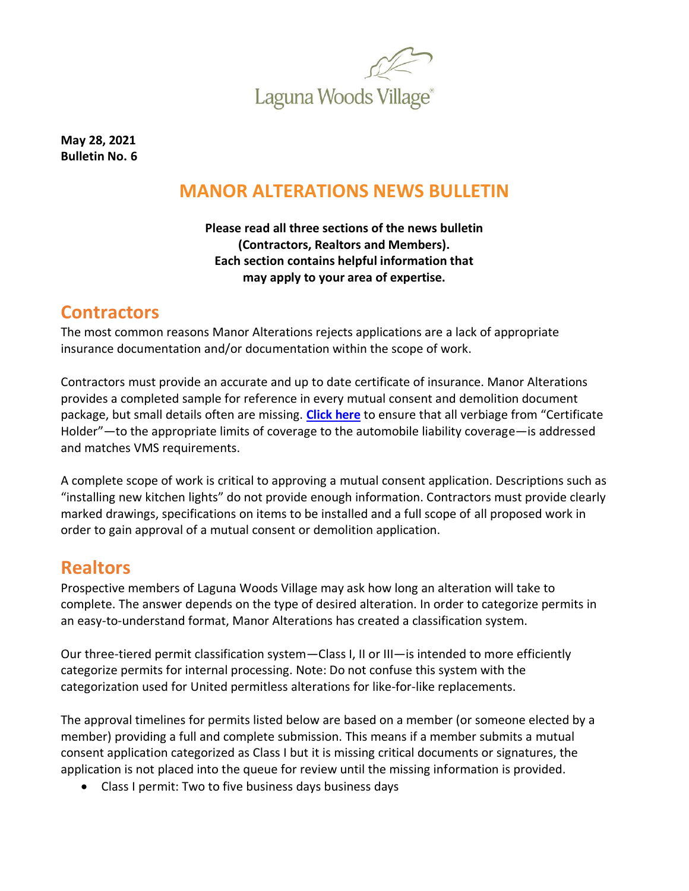Laguna Woods Village

**May 28, 2021**
**Bulletin No. 6**

# MANOR ALTERATIONS NEWS BULLETIN

**Please read all three sections of the news bulletin (Contractors, Realtors and Members). Each section contains helpful information that may apply to your area of expertise.**

## Contractors

The most common reasons Manor Alterations rejects applications are a lack of appropriate insurance documentation and/or documentation within the scope of work.

Contractors must provide an accurate and up to date certificate of insurance. Manor Alterations provides a completed sample for reference in every mutual consent and demolition document package, but small details often are missing. **Click here** to ensure that all verbiage from "Certificate Holder"—to the appropriate limits of coverage to the automobile liability coverage—is addressed and matches VMS requirements.

A complete scope of work is critical to approving a mutual consent application. Descriptions such as "installing new kitchen lights" do not provide enough information. Contractors must provide clearly marked drawings, specifications on items to be installed and a full scope of all proposed work in order to gain approval of a mutual consent or demolition application.

## Realtors

Prospective members of Laguna Woods Village may ask how long an alteration will take to complete. The answer depends on the type of desired alteration. In order to categorize permits in an easy-to-understand format, Manor Alterations has created a classification system.

Our three-tiered permit classification system—Class I, II or III—is intended to more efficiently categorize permits for internal processing. Note: Do not confuse this system with the categorization used for United permitless alterations for like-for-like replacements.

The approval timelines for permits listed below are based on a member (or someone elected by a member) providing a full and complete submission. This means if a member submits a mutual consent application categorized as Class I but it is missing critical documents or signatures, the application is not placed into the queue for review until the missing information is provided.

- Class I permit: Two to five business days business days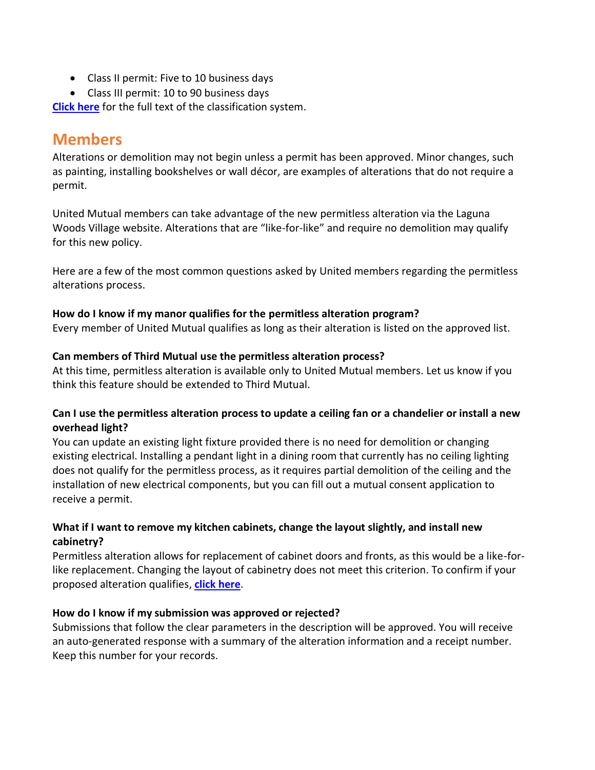- Class II permit: Five to 10 business days
- Class III permit: 10 to 90 business days

**Click here** for the full text of the classification system.

## Members

Alterations or demolition may not begin unless a permit has been approved. Minor changes, such as painting, installing bookshelves or wall décor, are examples of alterations that do not require a permit.

United Mutual members can take advantage of the new permitless alteration via the Laguna Woods Village website. Alterations that are "like-for-like" and require no demolition may qualify for this new policy.

Here are a few of the most common questions asked by United members regarding the permitless alterations process.

**How do I know if my manor qualifies for the permitless alteration program?**
Every member of United Mutual qualifies as long as their alteration is listed on the approved list.

**Can members of Third Mutual use the permitless alteration process?**
At this time, permitless alteration is available only to United Mutual members. Let us know if you think this feature should be extended to Third Mutual.

**Can I use the permitless alteration process to update a ceiling fan or a chandelier or install a new overhead light?**
You can update an existing light fixture provided there is no need for demolition or changing existing electrical. Installing a pendant light in a dining room that currently has no ceiling lighting does not qualify for the permitless process, as it requires partial demolition of the ceiling and the installation of new electrical components, but you can fill out a mutual consent application to receive a permit.

**What if I want to remove my kitchen cabinets, change the layout slightly, and install new cabinetry?**
Permitless alteration allows for replacement of cabinet doors and fronts, as this would be a like-for-like replacement. Changing the layout of cabinetry does not meet this criterion. To confirm if your proposed alteration qualifies, **click here**.

**How do I know if my submission was approved or rejected?**
Submissions that follow the clear parameters in the description will be approved. You will receive an auto-generated response with a summary of the alteration information and a receipt number. Keep this number for your records.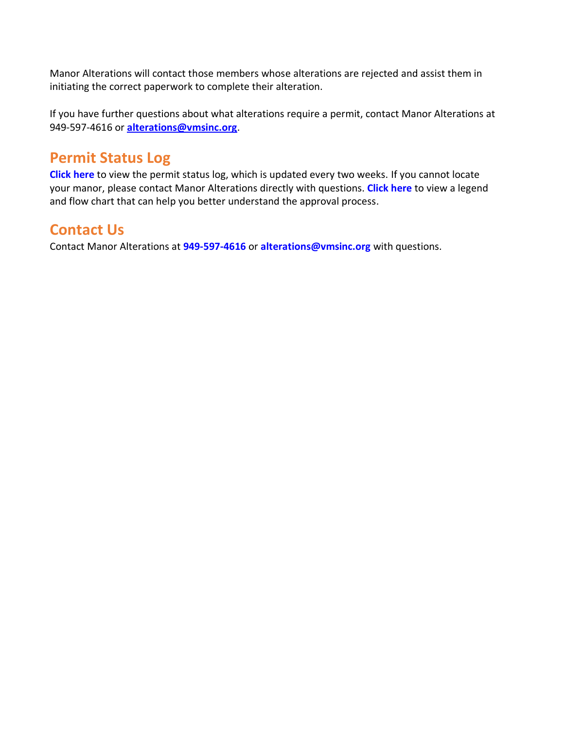Manor Alterations will contact those members whose alterations are rejected and assist them in initiating the correct paperwork to complete their alteration.

If you have further questions about what alterations require a permit, contact Manor Alterations at 949-597-4616 or **alterations@vmsinc.org**.

## Permit Status Log

**Click here** to view the permit status log, which is updated every two weeks. If you cannot locate your manor, please contact Manor Alterations directly with questions. **Click here** to view a legend and flow chart that can help you better understand the approval process.

## Contact Us

Contact Manor Alterations at **949-597-4616** or **alterations@vmsinc.org** with questions.